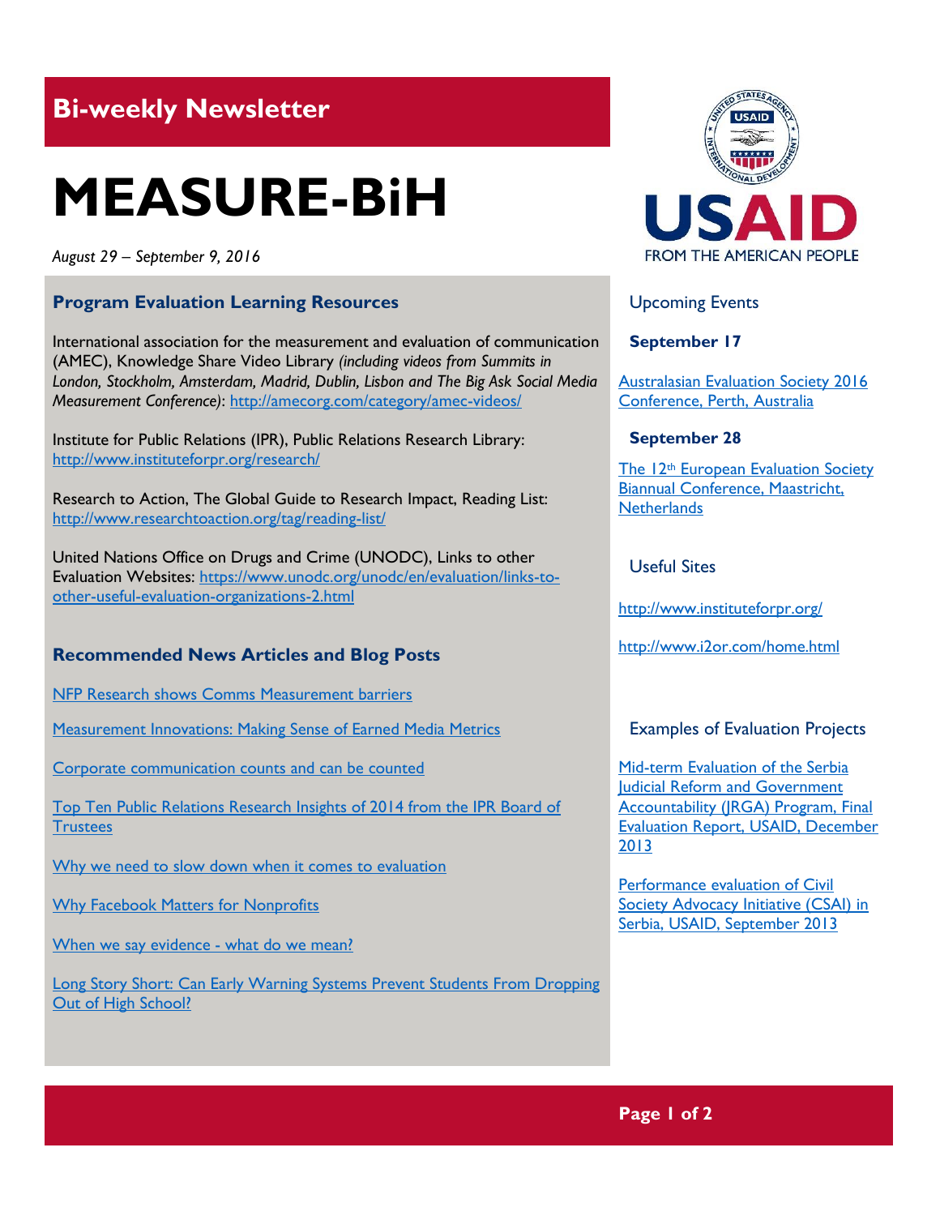## Bi-weekly Newsletter

# MEASURE-BiH

*August 29 – September 9, 2016*

### Program Evaluation Learning Resources

International association for the measurement and evaluation of communication (AMEC), Knowledge Share Video Library *(including videos from Summits in London, Stockholm, Amsterdam, Madrid, Dublin, Lisbon and The Big Ask Social Media Measurement Conference)*: http://amecorg.com/category/amec-videos/

Institute for Public Relations (IPR), Public Relations Research Library: http://www.instituteforpr.org/research/

Research to Action, The Global Guide to Research Impact, Reading List: http://www.researchtoaction.org/tag/reading-list/

United Nations Office on Drugs and Crime (UNODC), Links to other Evaluation Websites: https://www.unodc.org/unodc/en/evaluation/links-to-other-useful-evaluation-organizations-2.html

### Recommended News Articles and Blog Posts

NFP Research shows Comms Measurement barriers

Measurement Innovations: Making Sense of Earned Media Metrics

Corporate communication counts and can be counted

Top Ten Public Relations Research Insights of 2014 from the IPR Board of Trustees

Why we need to slow down when it comes to evaluation

Why Facebook Matters for Nonprofits

When we say evidence - what do we mean?

Long Story Short: Can Early Warning Systems Prevent Students From Dropping Out of High School?

USAID FROM THE AMERICAN PEOPLE

### Upcoming Events

**September 17**

Australasian Evaluation Society 2016 Conference, Perth, Australia

**September 28**

The 12th European Evaluation Society Biannual Conference, Maastricht, Netherlands

### Useful Sites

http://www.instituteforpr.org/

http://www.i2or.com/home.html

### Examples of Evaluation Projects

Mid-term Evaluation of the Serbia Judicial Reform and Government Accountability (JRGA) Program, Final Evaluation Report, USAID, December 2013

Performance evaluation of Civil Society Advocacy Initiative (CSAI) in Serbia, USAID, September 2013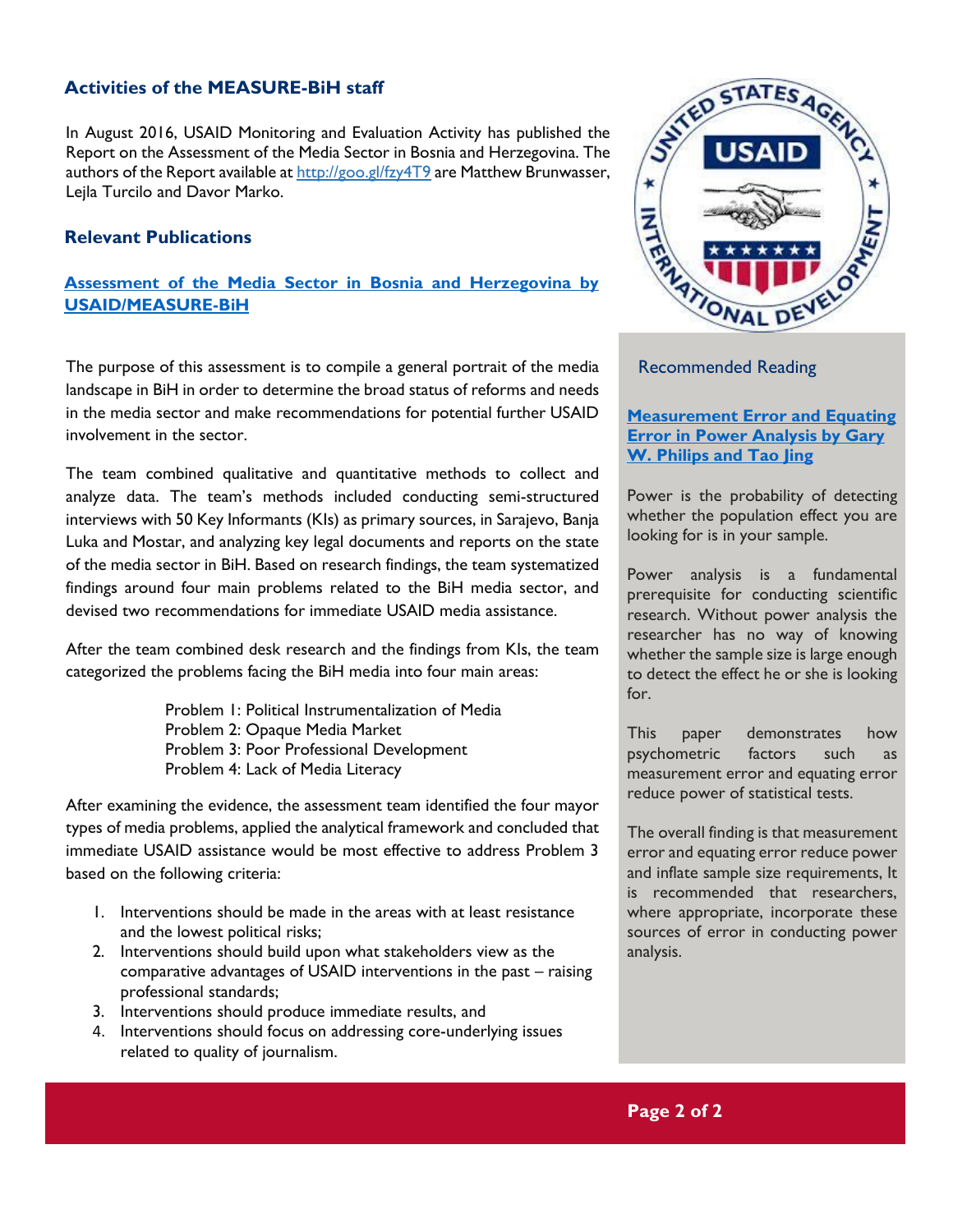## Activities of the MEASURE-BiH staff

In August 2016, USAID Monitoring and Evaluation Activity has published the Report on the Assessment of the Media Sector in Bosnia and Herzegovina. The authors of the Report available at http://goo.gl/fzy4T9 are Matthew Brunwasser, Lejla Turcilo and Davor Marko.

## Relevant Publications

### Assessment of the Media Sector in Bosnia and Herzegovina by USAID/MEASURE-BiH

The purpose of this assessment is to compile a general portrait of the media landscape in BiH in order to determine the broad status of reforms and needs in the media sector and make recommendations for potential further USAID involvement in the sector.

The team combined qualitative and quantitative methods to collect and analyze data. The team's methods included conducting semi-structured interviews with 50 Key Informants (KIs) as primary sources, in Sarajevo, Banja Luka and Mostar, and analyzing key legal documents and reports on the state of the media sector in BiH. Based on research findings, the team systematized findings around four main problems related to the BiH media sector, and devised two recommendations for immediate USAID media assistance.

After the team combined desk research and the findings from KIs, the team categorized the problems facing the BiH media into four main areas:

Problem 1: Political Instrumentalization of Media
Problem 2: Opaque Media Market
Problem 3: Poor Professional Development
Problem 4: Lack of Media Literacy

After examining the evidence, the assessment team identified the four mayor types of media problems, applied the analytical framework and concluded that immediate USAID assistance would be most effective to address Problem 3 based on the following criteria:

1. Interventions should be made in the areas with at least resistance and the lowest political risks;
2. Interventions should build upon what stakeholders view as the comparative advantages of USAID interventions in the past – raising professional standards;
3. Interventions should produce immediate results, and
4. Interventions should focus on addressing core-underlying issues related to quality of journalism.

## Recommended Reading

### Measurement Error and Equating Error in Power Analysis by Gary W. Philips and Tao Jing

Power is the probability of detecting whether the population effect you are looking for is in your sample.

Power analysis is a fundamental prerequisite for conducting scientific research. Without power analysis the researcher has no way of knowing whether the sample size is large enough to detect the effect he or she is looking for.

This paper demonstrates how psychometric factors such as measurement error and equating error reduce power of statistical tests.

The overall finding is that measurement error and equating error reduce power and inflate sample size requirements, It is recommended that researchers, where appropriate, incorporate these sources of error in conducting power analysis.